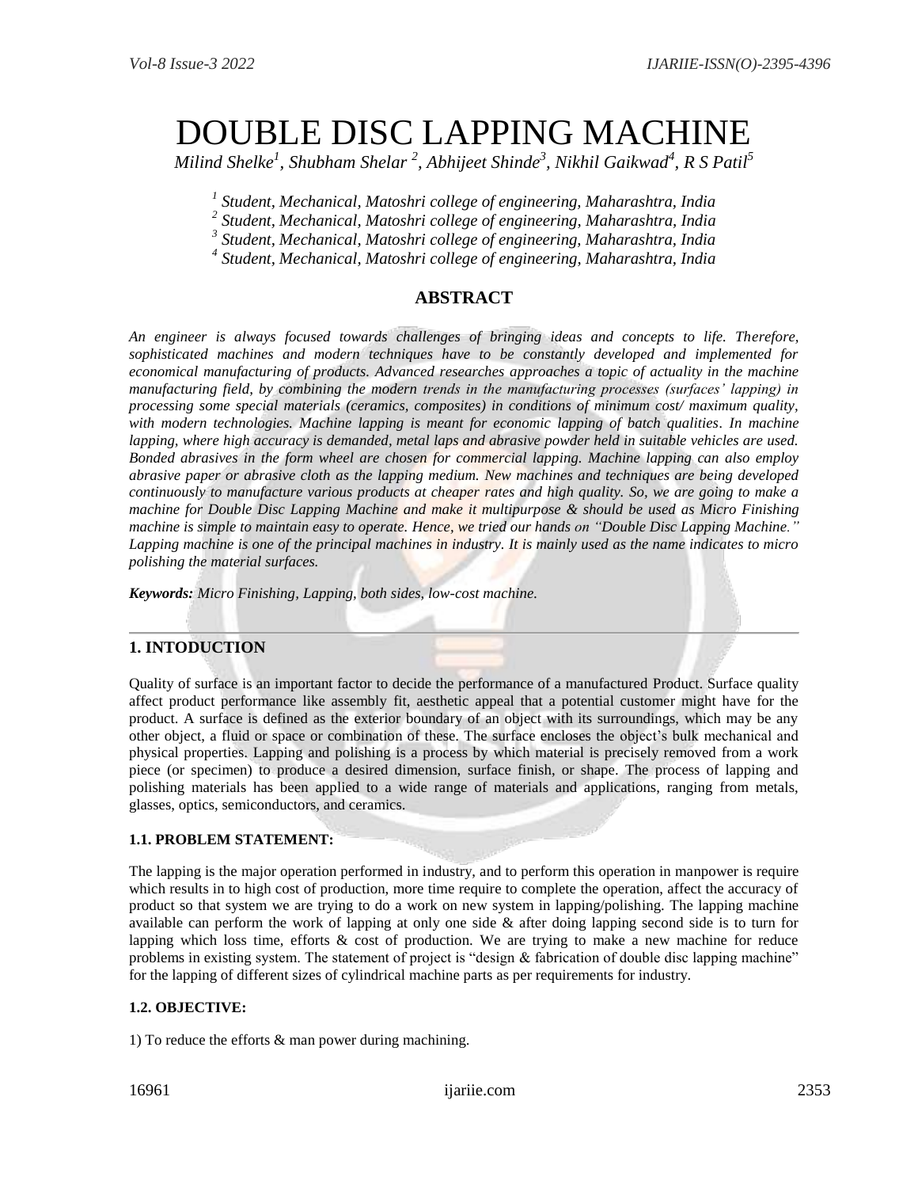# DOUBLE DISC LAPPING MACHINE

*Milind Shelke[1], Shubham Shelar [2], Abhijeet Shinde[3], Nikhil Gaikwad[4], R S Patil[5]*

*[1] Student, Mechanical, Matoshri college of engineering, Maharashtra, India*
*[2] Student, Mechanical, Matoshri college of engineering, Maharashtra, India*
*[3] Student, Mechanical, Matoshri college of engineering, Maharashtra, India*
*[4] Student, Mechanical, Matoshri college of engineering, Maharashtra, India*

## ABSTRACT

*An engineer is always focused towards challenges of bringing ideas and concepts to life. Therefore, sophisticated machines and modern techniques have to be constantly developed and implemented for economical manufacturing of products. Advanced researches approaches a topic of actuality in the machine manufacturing field, by combining the modern trends in the manufacturing processes (surfaces' lapping) in processing some special materials (ceramics, composites) in conditions of minimum cost/ maximum quality, with modern technologies. Machine lapping is meant for economic lapping of batch qualities. In machine lapping, where high accuracy is demanded, metal laps and abrasive powder held in suitable vehicles are used. Bonded abrasives in the form wheel are chosen for commercial lapping. Machine lapping can also employ abrasive paper or abrasive cloth as the lapping medium. New machines and techniques are being developed continuously to manufacture various products at cheaper rates and high quality. So, we are going to make a machine for Double Disc Lapping Machine and make it multipurpose & should be used as Micro Finishing machine is simple to maintain easy to operate. Hence, we tried our hands on "Double Disc Lapping Machine." Lapping machine is one of the principal machines in industry. It is mainly used as the name indicates to micro polishing the material surfaces.*

***Keywords:** Micro Finishing, Lapping, both sides, low-cost machine.*

## 1. INTODUCTION

Quality of surface is an important factor to decide the performance of a manufactured Product. Surface quality affect product performance like assembly fit, aesthetic appeal that a potential customer might have for the product. A surface is defined as the exterior boundary of an object with its surroundings, which may be any other object, a fluid or space or combination of these. The surface encloses the object's bulk mechanical and physical properties. Lapping and polishing is a process by which material is precisely removed from a work piece (or specimen) to produce a desired dimension, surface finish, or shape. The process of lapping and polishing materials has been applied to a wide range of materials and applications, ranging from metals, glasses, optics, semiconductors, and ceramics.

### 1.1. PROBLEM STATEMENT:

The lapping is the major operation performed in industry, and to perform this operation in manpower is require which results in to high cost of production, more time require to complete the operation, affect the accuracy of product so that system we are trying to do a work on new system in lapping/polishing. The lapping machine available can perform the work of lapping at only one side & after doing lapping second side is to turn for lapping which loss time, efforts & cost of production. We are trying to make a new machine for reduce problems in existing system. The statement of project is "design & fabrication of double disc lapping machine" for the lapping of different sizes of cylindrical machine parts as per requirements for industry.

### 1.2. OBJECTIVE:

1) To reduce the efforts & man power during machining.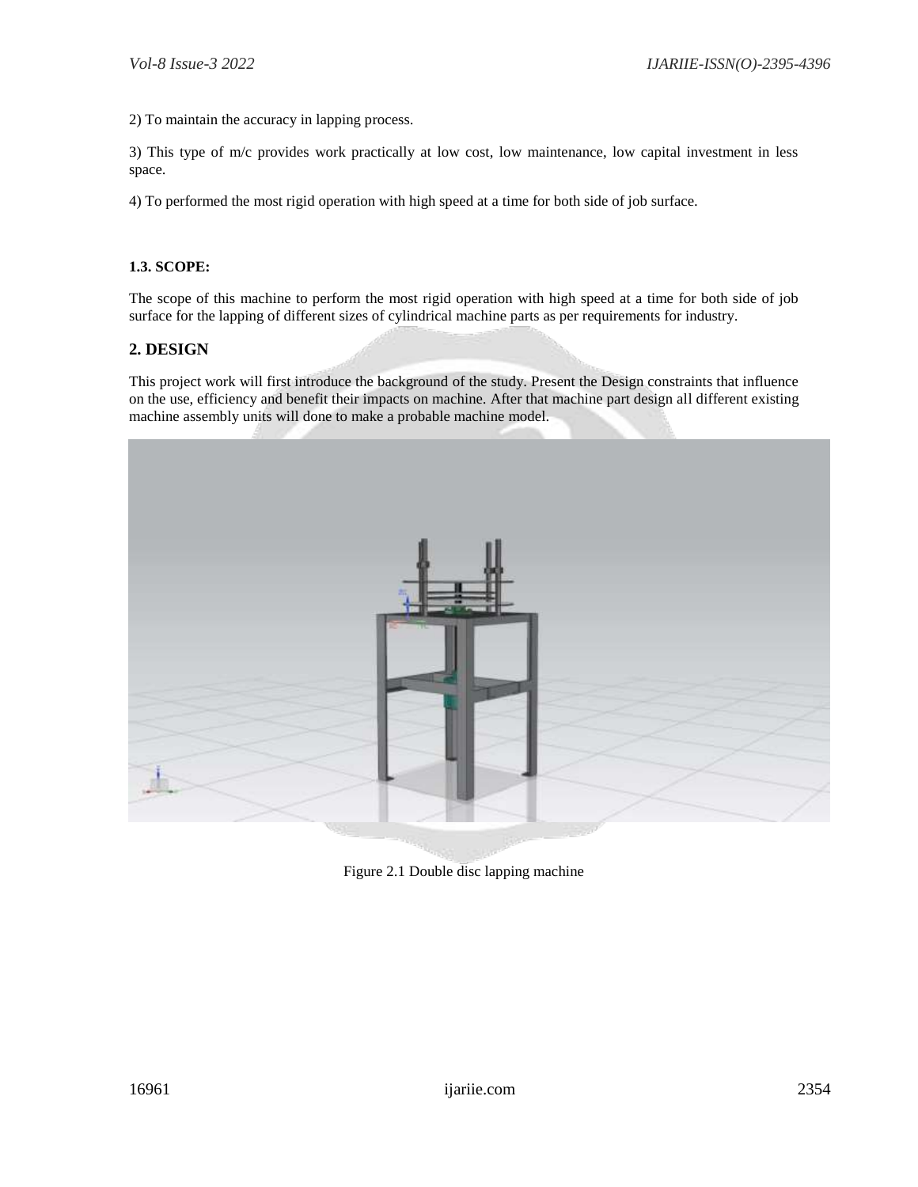2) To maintain the accuracy in lapping process.

3) This type of m/c provides work practically at low cost, low maintenance, low capital investment in less space.

4) To performed the most rigid operation with high speed at a time for both side of job surface.

### 1.3. SCOPE:

The scope of this machine to perform the most rigid operation with high speed at a time for both side of job surface for the lapping of different sizes of cylindrical machine parts as per requirements for industry.

## 2. DESIGN

This project work will first introduce the background of the study. Present the Design constraints that influence on the use, efficiency and benefit their impacts on machine. After that machine part design all different existing machine assembly units will done to make a probable machine model.

Figure 2.1 Double disc lapping machine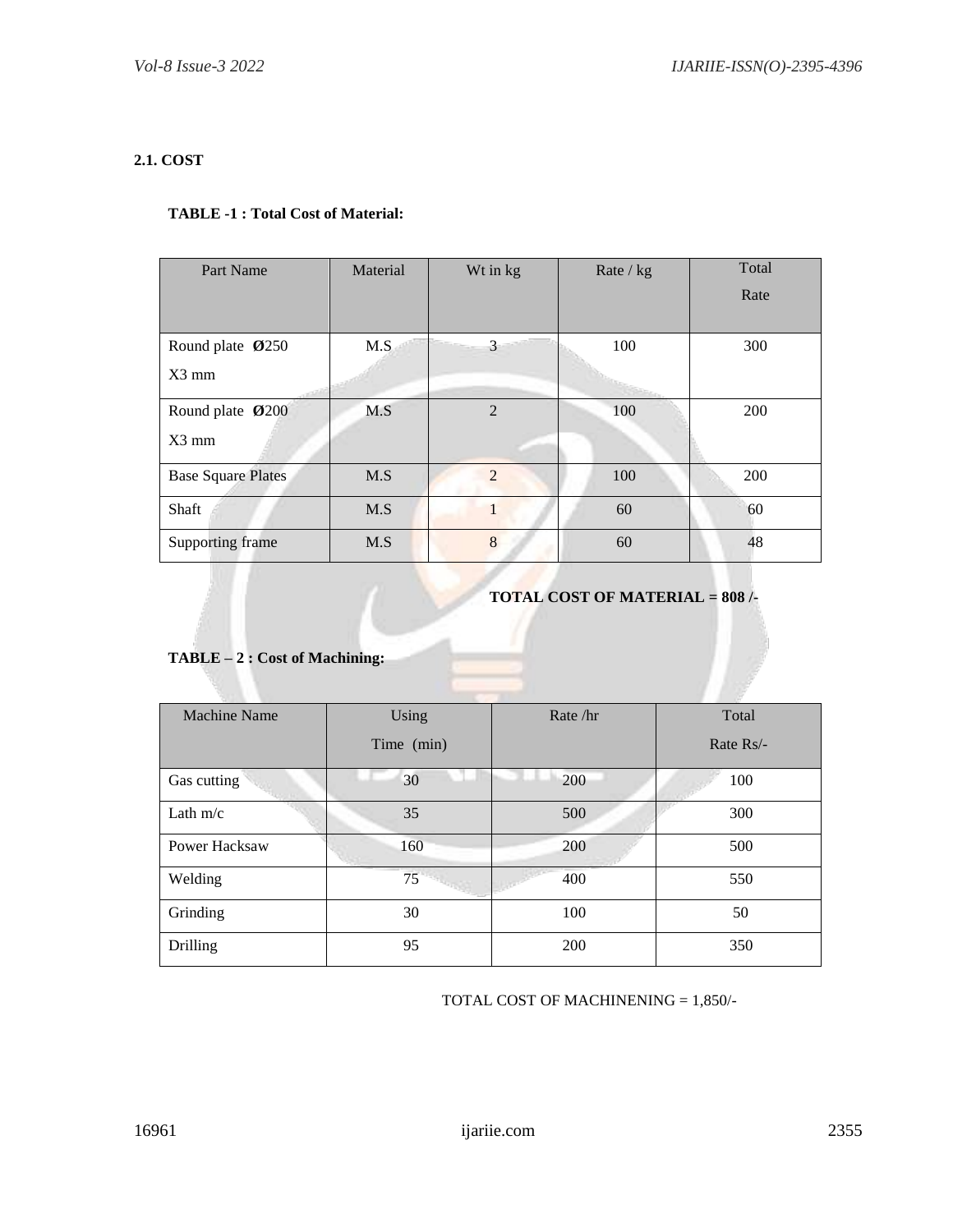**2.1. COST**

**TABLE -1 : Total Cost of Material:**

| Part Name | Material | Wt in kg | Rate / kg | Total Rate |
|---|---|---|---|---|
| Round plate Ø250 X3 mm | M.S | 3 | 100 | 300 |
| Round plate Ø200 X3 mm | M.S | 2 | 100 | 200 |
| Base Square Plates | M.S | 2 | 100 | 200 |
| Shaft | M.S | 1 | 60 | 60 |
| Supporting frame | M.S | 8 | 60 | 48 |

**TOTAL COST OF MATERIAL = 808 /-**

**TABLE – 2 : Cost of Machining:**

| Machine Name | Using Time (min) | Rate /hr | Total Rate Rs/- |
|---|---|---|---|
| Gas cutting | 30 | 200 | 100 |
| Lath m/c | 35 | 500 | 300 |
| Power Hacksaw | 160 | 200 | 500 |
| Welding | 75 | 400 | 550 |
| Grinding | 30 | 100 | 50 |
| Drilling | 95 | 200 | 350 |

TOTAL COST OF MACHINENING = 1,850/-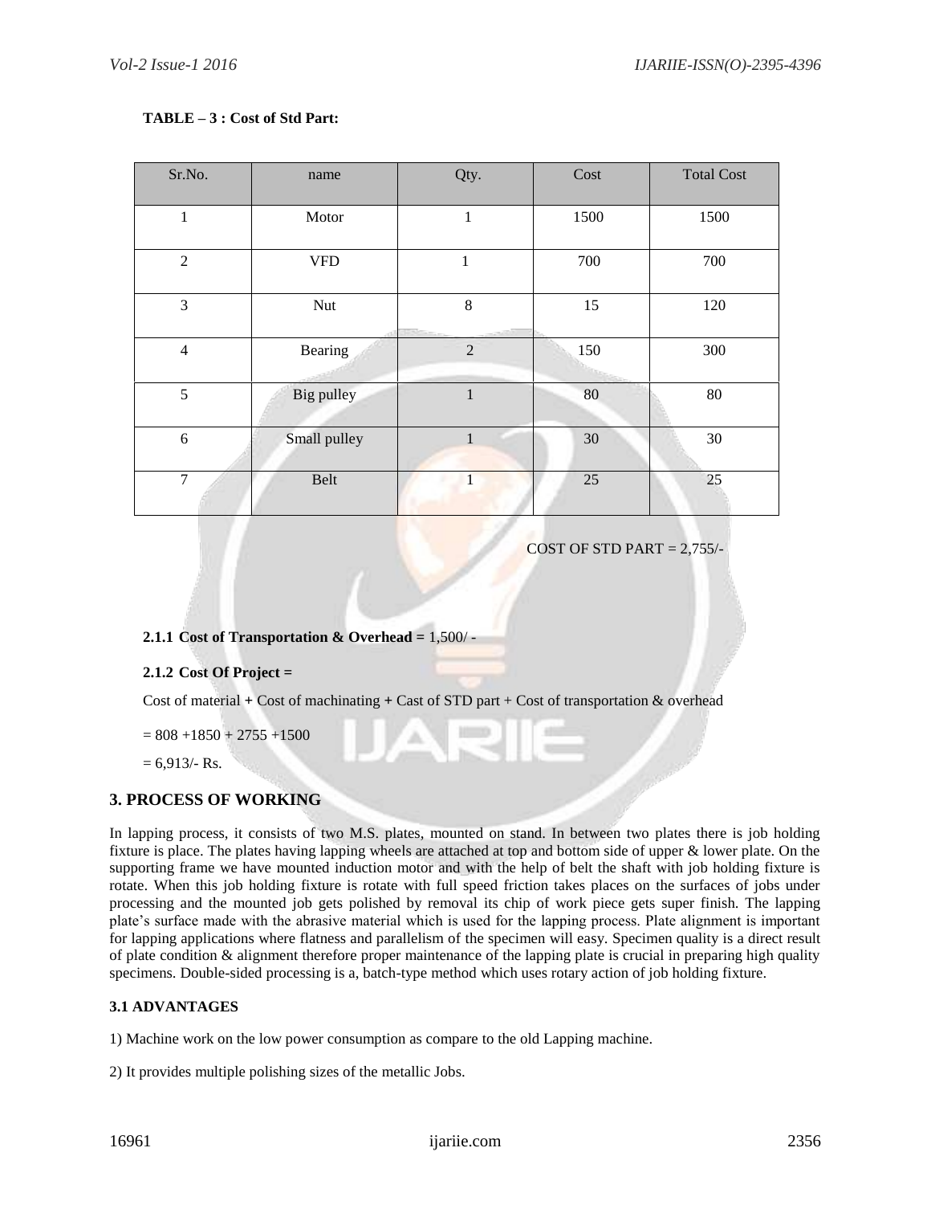**TABLE – 3 : Cost of Std Part:**

| Sr.No. | name | Qty. | Cost | Total Cost |
|---|---|---|---|---|
| 1 | Motor | 1 | 1500 | 1500 |
| 2 | VFD | 1 | 700 | 700 |
| 3 | Nut | 8 | 15 | 120 |
| 4 | Bearing | 2 | 150 | 300 |
| 5 | Big pulley | 1 | 80 | 80 |
| 6 | Small pulley | 1 | 30 | 30 |
| 7 | Belt | 1 | 25 | 25 |

COST OF STD PART = 2,755/-

#### 2.1.1 Cost of Transportation & Overhead = 1,500/ -

#### 2.1.2 Cost Of Project =

Cost of material + Cost of machinating + Cast of STD part + Cost of transportation & overhead

= 808 +1850 + 2755 +1500

= 6,913/- Rs.

## 3. PROCESS OF WORKING

In lapping process, it consists of two M.S. plates, mounted on stand. In between two plates there is job holding fixture is place. The plates having lapping wheels are attached at top and bottom side of upper & lower plate. On the supporting frame we have mounted induction motor and with the help of belt the shaft with job holding fixture is rotate. When this job holding fixture is rotate with full speed friction takes places on the surfaces of jobs under processing and the mounted job gets polished by removal its chip of work piece gets super finish. The lapping plate's surface made with the abrasive material which is used for the lapping process. Plate alignment is important for lapping applications where flatness and parallelism of the specimen will easy. Specimen quality is a direct result of plate condition & alignment therefore proper maintenance of the lapping plate is crucial in preparing high quality specimens. Double-sided processing is a, batch-type method which uses rotary action of job holding fixture.

### 3.1 ADVANTAGES

1) Machine work on the low power consumption as compare to the old Lapping machine.

2) It provides multiple polishing sizes of the metallic Jobs.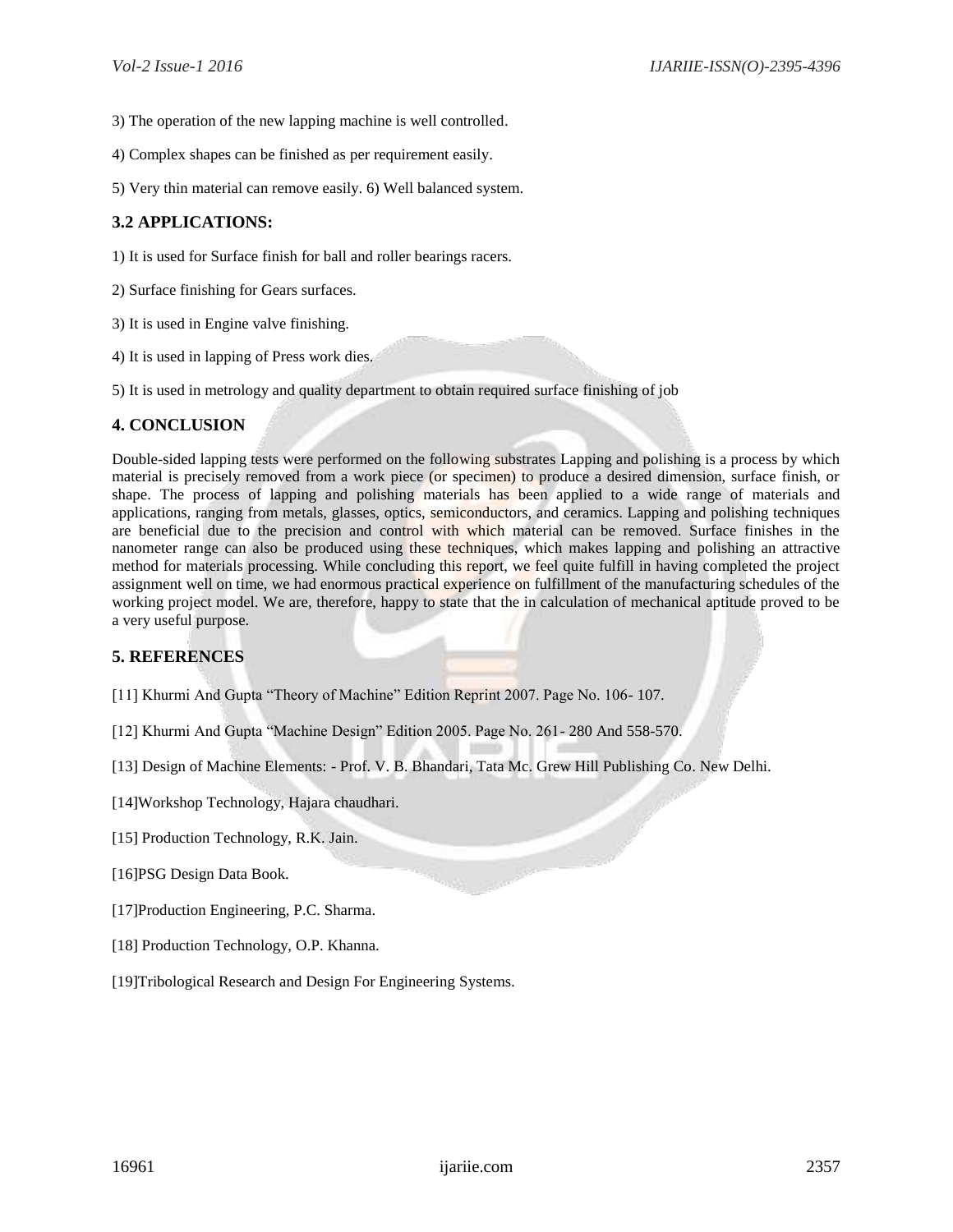3) The operation of the new lapping machine is well controlled.

4) Complex shapes can be finished as per requirement easily.

5) Very thin material can remove easily. 6) Well balanced system.

### 3.2 APPLICATIONS:

1) It is used for Surface finish for ball and roller bearings racers.

2) Surface finishing for Gears surfaces.

3) It is used in Engine valve finishing.

4) It is used in lapping of Press work dies.

5) It is used in metrology and quality department to obtain required surface finishing of job

## 4. CONCLUSION

Double-sided lapping tests were performed on the following substrates Lapping and polishing is a process by which material is precisely removed from a work piece (or specimen) to produce a desired dimension, surface finish, or shape. The process of lapping and polishing materials has been applied to a wide range of materials and applications, ranging from metals, glasses, optics, semiconductors, and ceramics. Lapping and polishing techniques are beneficial due to the precision and control with which material can be removed. Surface finishes in the nanometer range can also be produced using these techniques, which makes lapping and polishing an attractive method for materials processing. While concluding this report, we feel quite fulfill in having completed the project assignment well on time, we had enormous practical experience on fulfillment of the manufacturing schedules of the working project model. We are, therefore, happy to state that the in calculation of mechanical aptitude proved to be a very useful purpose.

## 5. REFERENCES

[11] Khurmi And Gupta "Theory of Machine" Edition Reprint 2007. Page No. 106- 107.

[12] Khurmi And Gupta "Machine Design" Edition 2005. Page No. 261- 280 And 558-570.

[13] Design of Machine Elements: - Prof. V. B. Bhandari, Tata Mc. Grew Hill Publishing Co. New Delhi.

[14]Workshop Technology, Hajara chaudhari.

[15] Production Technology, R.K. Jain.

[16]PSG Design Data Book.

[17]Production Engineering, P.C. Sharma.

[18] Production Technology, O.P. Khanna.

[19]Tribological Research and Design For Engineering Systems.